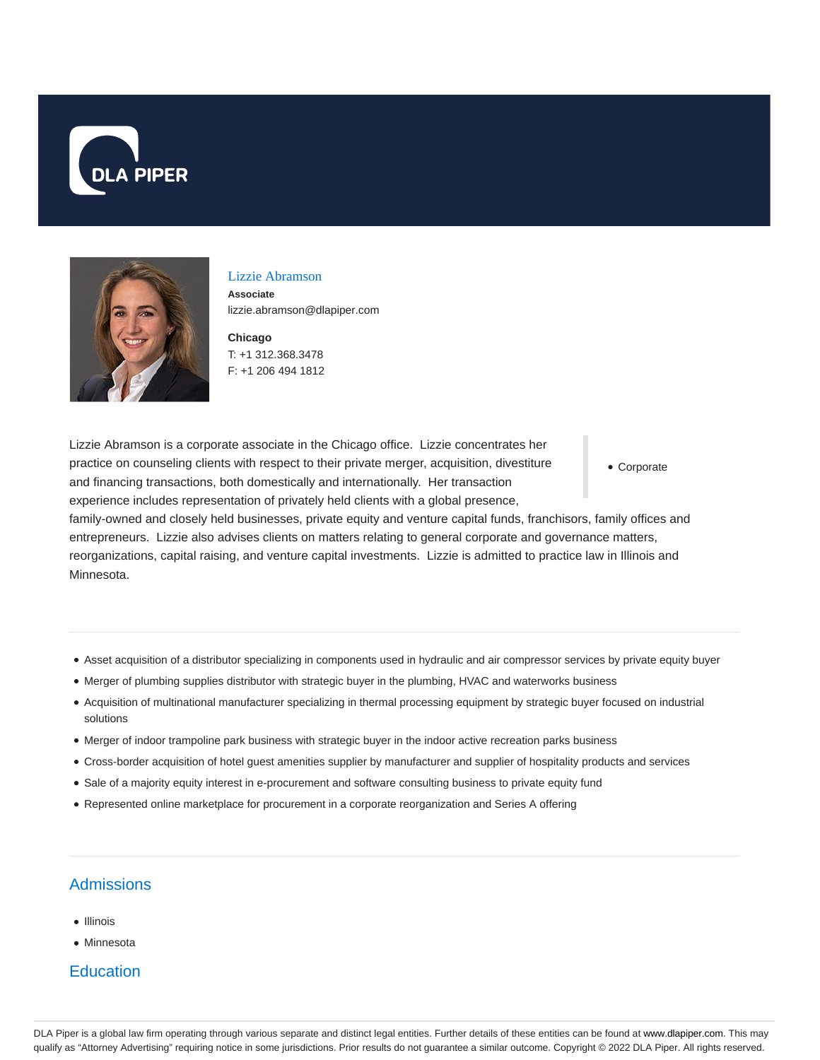# Lizzie Abramson

**Associate**
lizzie.abramson@dlapiper.com

**Chicago**
T: +1 312.368.3478
F: +1 206 494 1812

- Corporate

Lizzie Abramson is a corporate associate in the Chicago office. Lizzie concentrates her practice on counseling clients with respect to their private merger, acquisition, divestiture and financing transactions, both domestically and internationally. Her transaction experience includes representation of privately held clients with a global presence, family-owned and closely held businesses, private equity and venture capital funds, franchisors, family offices and entrepreneurs. Lizzie also advises clients on matters relating to general corporate and governance matters, reorganizations, capital raising, and venture capital investments. Lizzie is admitted to practice law in Illinois and Minnesota.

- Asset acquisition of a distributor specializing in components used in hydraulic and air compressor services by private equity buyer
- Merger of plumbing supplies distributor with strategic buyer in the plumbing, HVAC and waterworks business
- Acquisition of multinational manufacturer specializing in thermal processing equipment by strategic buyer focused on industrial solutions
- Merger of indoor trampoline park business with strategic buyer in the indoor active recreation parks business
- Cross-border acquisition of hotel guest amenities supplier by manufacturer and supplier of hospitality products and services
- Sale of a majority equity interest in e-procurement and software consulting business to private equity fund
- Represented online marketplace for procurement in a corporate reorganization and Series A offering

## Admissions

- Illinois
- Minnesota

## Education

DLA Piper is a global law firm operating through various separate and distinct legal entities. Further details of these entities can be found at www.dlapiper.com. This may qualify as “Attorney Advertising” requiring notice in some jurisdictions. Prior results do not guarantee a similar outcome. Copyright © 2022 DLA Piper. All rights reserved.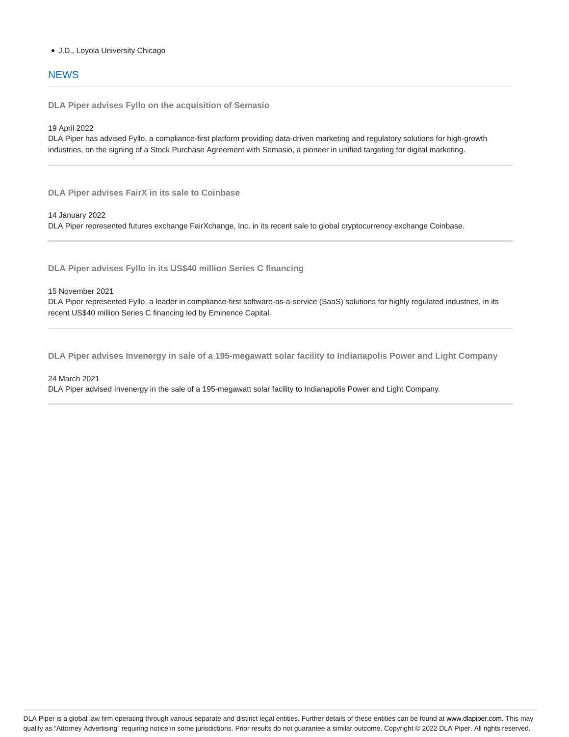- J.D., Loyola University Chicago

## NEWS

### DLA Piper advises Fyllo on the acquisition of Semasio

19 April 2022

DLA Piper has advised Fyllo, a compliance-first platform providing data-driven marketing and regulatory solutions for high-growth industries, on the signing of a Stock Purchase Agreement with Semasio, a pioneer in unified targeting for digital marketing.

### DLA Piper advises FairX in its sale to Coinbase

14 January 2022

DLA Piper represented futures exchange FairXchange, Inc. in its recent sale to global cryptocurrency exchange Coinbase.

### DLA Piper advises Fyllo in its US$40 million Series C financing

15 November 2021

DLA Piper represented Fyllo, a leader in compliance-first software-as-a-service (SaaS) solutions for highly regulated industries, in its recent US$40 million Series C financing led by Eminence Capital.

### DLA Piper advises Invenergy in sale of a 195-megawatt solar facility to Indianapolis Power and Light Company

24 March 2021

DLA Piper advised Invenergy in the sale of a 195-megawatt solar facility to Indianapolis Power and Light Company.

DLA Piper is a global law firm operating through various separate and distinct legal entities. Further details of these entities can be found at www.dlapiper.com. This may qualify as "Attorney Advertising" requiring notice in some jurisdictions. Prior results do not guarantee a similar outcome. Copyright © 2022 DLA Piper. All rights reserved.